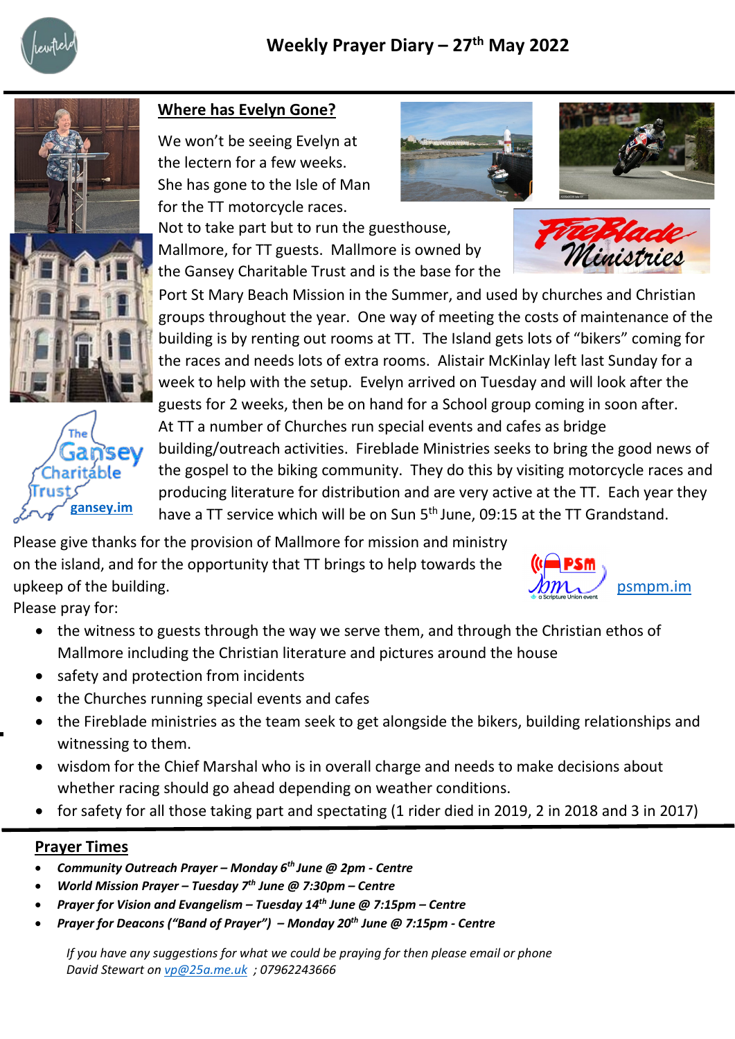# Weekly Prayer Diary – 27th May 2022

## Where has Evelyn Gone?

We won't be seeing Evelyn at the lectern for a few weeks. She has gone to the Isle of Man for the TT motorcycle races. Not to take part but to run the guesthouse, Mallmore, for TT guests. Mallmore is owned by the Gansey Charitable Trust and is the base for the Port St Mary Beach Mission in the Summer, and used by churches and Christian groups throughout the year. One way of meeting the costs of maintenance of the building is by renting out rooms at TT. The Island gets lots of "bikers" coming for the races and needs lots of extra rooms. Alistair McKinlay left last Sunday for a week to help with the setup. Evelyn arrived on Tuesday and will look after the guests for 2 weeks, then be on hand for a School group coming in soon after. At TT a number of Churches run special events and cafes as bridge building/outreach activities. Fireblade Ministries seeks to bring the good news of the gospel to the biking community. They do this by visiting motorcycle races and producing literature for distribution and are very active at the TT. Each year they have a TT service which will be on Sun 5th June, 09:15 at the TT Grandstand.

The Gansey Charitable Trust [gansey.im](gansey.im)

Please give thanks for the provision of Mallmore for mission and ministry on the island, and for the opportunity that TT brings to help towards the upkeep of the building.

[psmpm.im](psmpm.im)

Please pray for:

- the witness to guests through the way we serve them, and through the Christian ethos of Mallmore including the Christian literature and pictures around the house
- safety and protection from incidents
- the Churches running special events and cafes
- the Fireblade ministries as the team seek to get alongside the bikers, building relationships and witnessing to them.
- wisdom for the Chief Marshal who is in overall charge and needs to make decisions about whether racing should go ahead depending on weather conditions.
- for safety for all those taking part and spectating (1 rider died in 2019, 2 in 2018 and 3 in 2017)

## Prayer Times

- ***Community Outreach Prayer – Monday 6th June @ 2pm - Centre***
- ***World Mission Prayer – Tuesday 7th June @ 7:30pm – Centre***
- ***Prayer for Vision and Evangelism – Tuesday 14th June @ 7:15pm – Centre***
- ***Prayer for Deacons ("Band of Prayer") – Monday 20th June @ 7:15pm - Centre***

*If you have any suggestions for what we could be praying for then please email or phone David Stewart on vp@25a.me.uk ; 07962243666*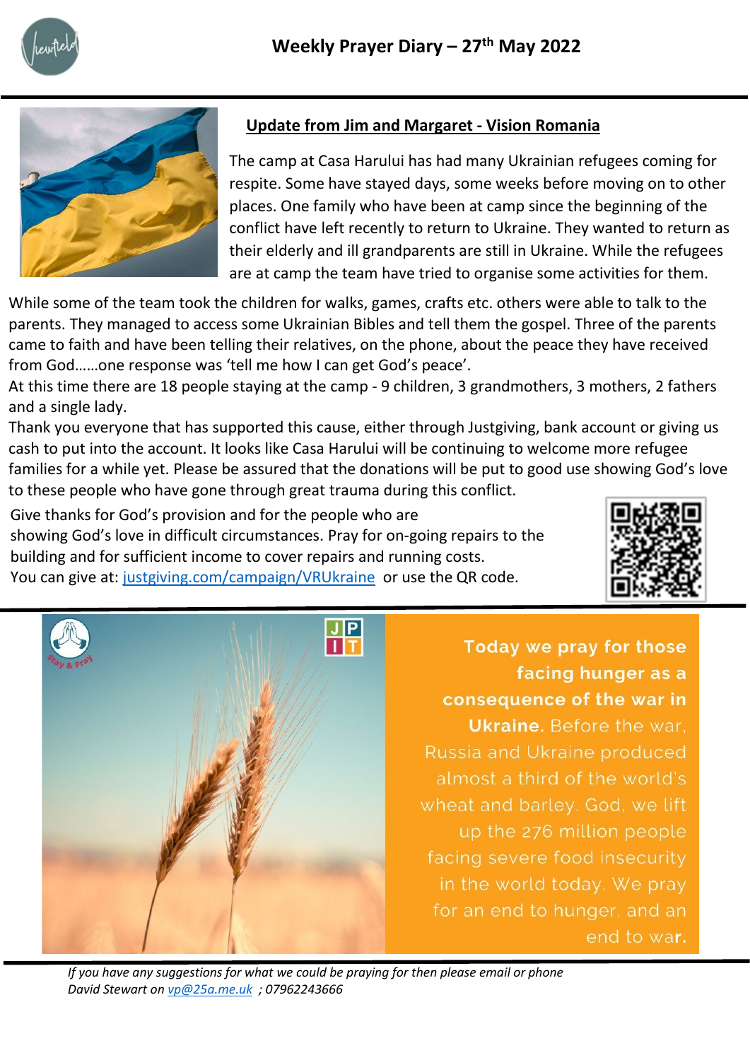# Weekly Prayer Diary – 27th May 2022

## Update from Jim and Margaret - Vision Romania

The camp at Casa Harului has had many Ukrainian refugees coming for respite. Some have stayed days, some weeks before moving on to other places. One family who have been at camp since the beginning of the conflict have left recently to return to Ukraine. They wanted to return as their elderly and ill grandparents are still in Ukraine. While the refugees are at camp the team have tried to organise some activities for them.

While some of the team took the children for walks, games, crafts etc. others were able to talk to the parents. They managed to access some Ukrainian Bibles and tell them the gospel. Three of the parents came to faith and have been telling their relatives, on the phone, about the peace they have received from God……one response was 'tell me how I can get God's peace'.

At this time there are 18 people staying at the camp - 9 children, 3 grandmothers, 3 mothers, 2 fathers and a single lady.

Thank you everyone that has supported this cause, either through Justgiving, bank account or giving us cash to put into the account. It looks like Casa Harului will be continuing to welcome more refugee families for a while yet. Please be assured that the donations will be put to good use showing God's love to these people who have gone through great trauma during this conflict.

Give thanks for God's provision and for the people who are showing God's love in difficult circumstances. Pray for on-going repairs to the building and for sufficient income to cover repairs and running costs.

You can give at: [justgiving.com/campaign/VRUkraine](justgiving.com/campaign/VRUkraine) or use the QR code.

**Today we pray for those facing hunger as a consequence of the war in Ukraine.** Before the war, Russia and Ukraine produced almost a third of the world's wheat and barley. God, we lift up the 276 million people facing severe food insecurity in the world today. We pray for an end to hunger, and an end to war.

*If you have any suggestions for what we could be praying for then please email or phone David Stewart on [vp@25a.me.uk](mailto:vp@25a.me.uk) ; 07962243666*